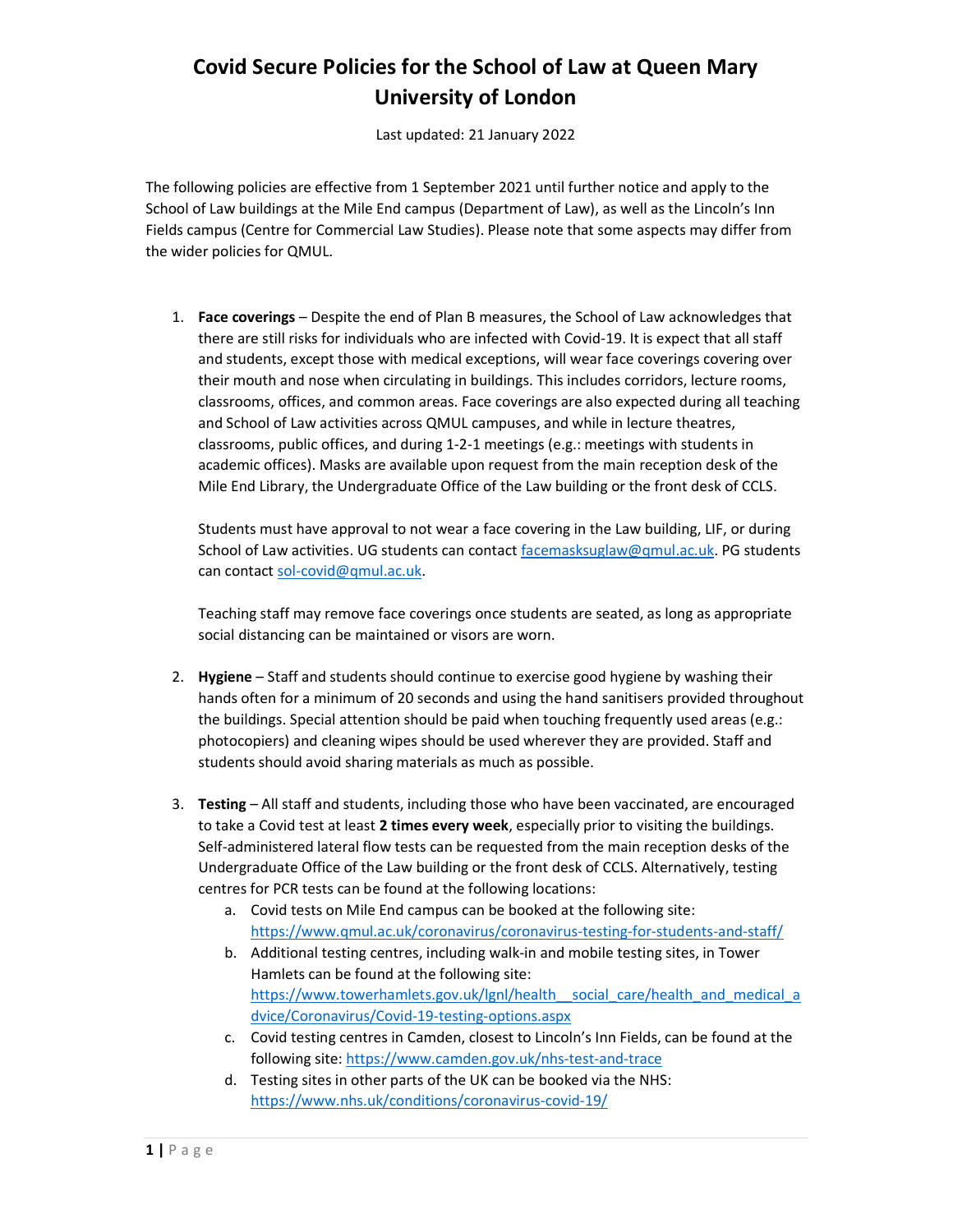# Covid Secure Policies for the School of Law at Queen Mary University of London

Last updated: 21 January 2022

The following policies are effective from 1 September 2021 until further notice and apply to the School of Law buildings at the Mile End campus (Department of Law), as well as the Lincoln's Inn Fields campus (Centre for Commercial Law Studies). Please note that some aspects may differ from the wider policies for QMUL.

1. **Face coverings** – Despite the end of Plan B measures, the School of Law acknowledges that there are still risks for individuals who are infected with Covid-19. It is expect that all staff and students, except those with medical exceptions, will wear face coverings covering over their mouth and nose when circulating in buildings. This includes corridors, lecture rooms, classrooms, offices, and common areas. Face coverings are also expected during all teaching and School of Law activities across QMUL campuses, and while in lecture theatres, classrooms, public offices, and during 1-2-1 meetings (e.g.: meetings with students in academic offices). Masks are available upon request from the main reception desk of the Mile End Library, the Undergraduate Office of the Law building or the front desk of CCLS.

   Students must have approval to not wear a face covering in the Law building, LIF, or during School of Law activities. UG students can contact facemasksuglaw@qmul.ac.uk. PG students can contact sol-covid@qmul.ac.uk.

   Teaching staff may remove face coverings once students are seated, as long as appropriate social distancing can be maintained or visors are worn.

2. **Hygiene** – Staff and students should continue to exercise good hygiene by washing their hands often for a minimum of 20 seconds and using the hand sanitisers provided throughout the buildings. Special attention should be paid when touching frequently used areas (e.g.: photocopiers) and cleaning wipes should be used wherever they are provided. Staff and students should avoid sharing materials as much as possible.

3. **Testing** – All staff and students, including those who have been vaccinated, are encouraged to take a Covid test at least **2 times every week**, especially prior to visiting the buildings. Self-administered lateral flow tests can be requested from the main reception desks of the Undergraduate Office of the Law building or the front desk of CCLS. Alternatively, testing centres for PCR tests can be found at the following locations:
   a. Covid tests on Mile End campus can be booked at the following site: https://www.qmul.ac.uk/coronavirus/coronavirus-testing-for-students-and-staff/
   b. Additional testing centres, including walk-in and mobile testing sites, in Tower Hamlets can be found at the following site: https://www.towerhamlets.gov.uk/lgnl/health__social_care/health_and_medical_advice/Coronavirus/Covid-19-testing-options.aspx
   c. Covid testing centres in Camden, closest to Lincoln's Inn Fields, can be found at the following site: https://www.camden.gov.uk/nhs-test-and-trace
   d. Testing sites in other parts of the UK can be booked via the NHS: https://www.nhs.uk/conditions/coronavirus-covid-19/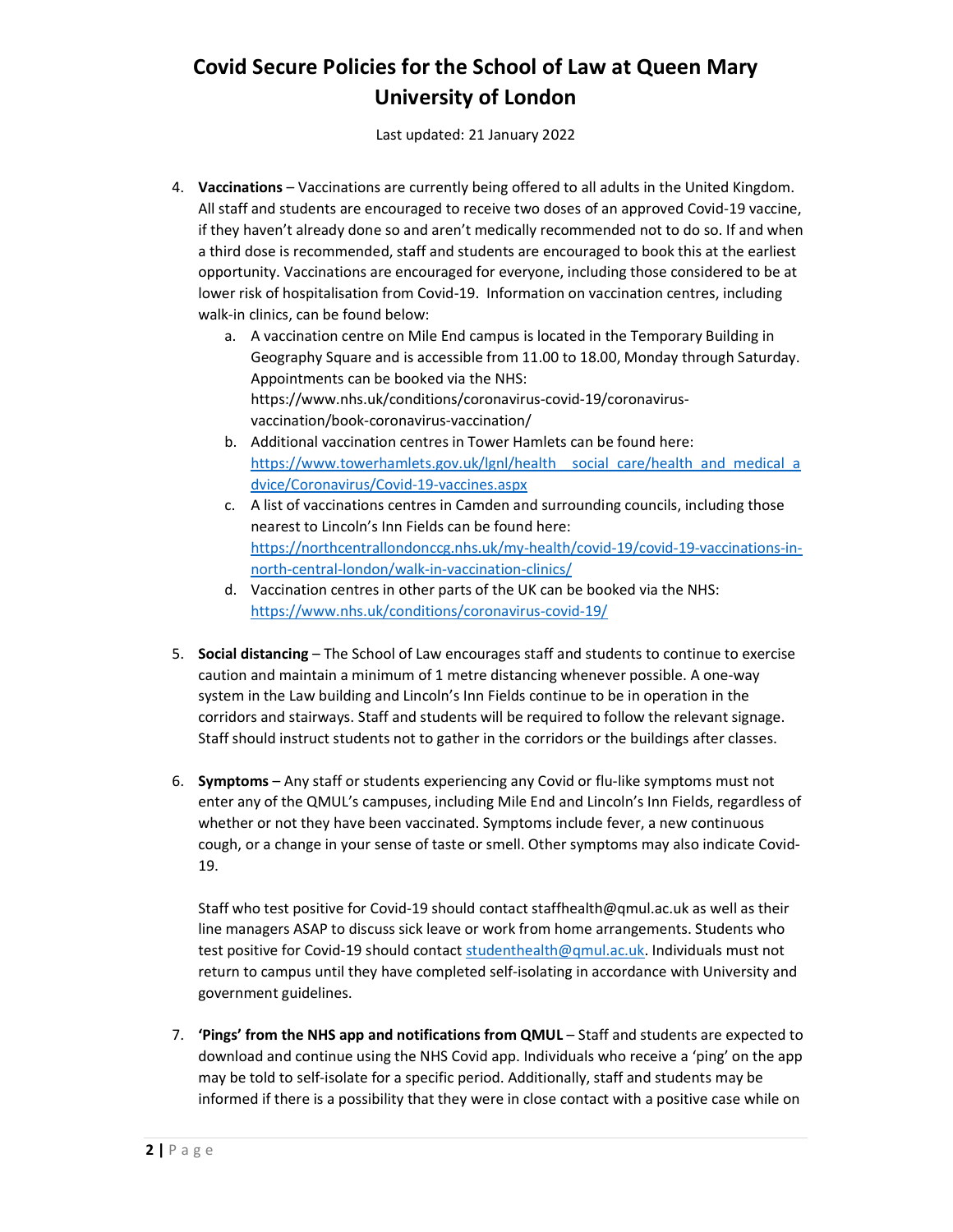# Covid Secure Policies for the School of Law at Queen Mary University of London

Last updated: 21 January 2022

4. **Vaccinations** – Vaccinations are currently being offered to all adults in the United Kingdom. All staff and students are encouraged to receive two doses of an approved Covid-19 vaccine, if they haven't already done so and aren't medically recommended not to do so. If and when a third dose is recommended, staff and students are encouraged to book this at the earliest opportunity. Vaccinations are encouraged for everyone, including those considered to be at lower risk of hospitalisation from Covid-19. Information on vaccination centres, including walk-in clinics, can be found below:
    a. A vaccination centre on Mile End campus is located in the Temporary Building in Geography Square and is accessible from 11.00 to 18.00, Monday through Saturday. Appointments can be booked via the NHS: https://www.nhs.uk/conditions/coronavirus-covid-19/coronavirus-vaccination/book-coronavirus-vaccination/
    b. Additional vaccination centres in Tower Hamlets can be found here: https://www.towerhamlets.gov.uk/lgnl/health__social_care/health_and_medical_advice/Coronavirus/Covid-19-vaccines.aspx
    c. A list of vaccinations centres in Camden and surrounding councils, including those nearest to Lincoln's Inn Fields can be found here: https://northcentrallondonccg.nhs.uk/my-health/covid-19/covid-19-vaccinations-in-north-central-london/walk-in-vaccination-clinics/
    d. Vaccination centres in other parts of the UK can be booked via the NHS: https://www.nhs.uk/conditions/coronavirus-covid-19/

5. **Social distancing** – The School of Law encourages staff and students to continue to exercise caution and maintain a minimum of 1 metre distancing whenever possible. A one-way system in the Law building and Lincoln's Inn Fields continue to be in operation in the corridors and stairways. Staff and students will be required to follow the relevant signage. Staff should instruct students not to gather in the corridors or the buildings after classes.

6. **Symptoms** – Any staff or students experiencing any Covid or flu-like symptoms must not enter any of the QMUL's campuses, including Mile End and Lincoln's Inn Fields, regardless of whether or not they have been vaccinated. Symptoms include fever, a new continuous cough, or a change in your sense of taste or smell. Other symptoms may also indicate Covid-19.

    Staff who test positive for Covid-19 should contact staffhealth@qmul.ac.uk as well as their line managers ASAP to discuss sick leave or work from home arrangements. Students who test positive for Covid-19 should contact studenthealth@qmul.ac.uk. Individuals must not return to campus until they have completed self-isolating in accordance with University and government guidelines.

7. **'Pings' from the NHS app and notifications from QMUL** – Staff and students are expected to download and continue using the NHS Covid app. Individuals who receive a 'ping' on the app may be told to self-isolate for a specific period. Additionally, staff and students may be informed if there is a possibility that they were in close contact with a positive case while on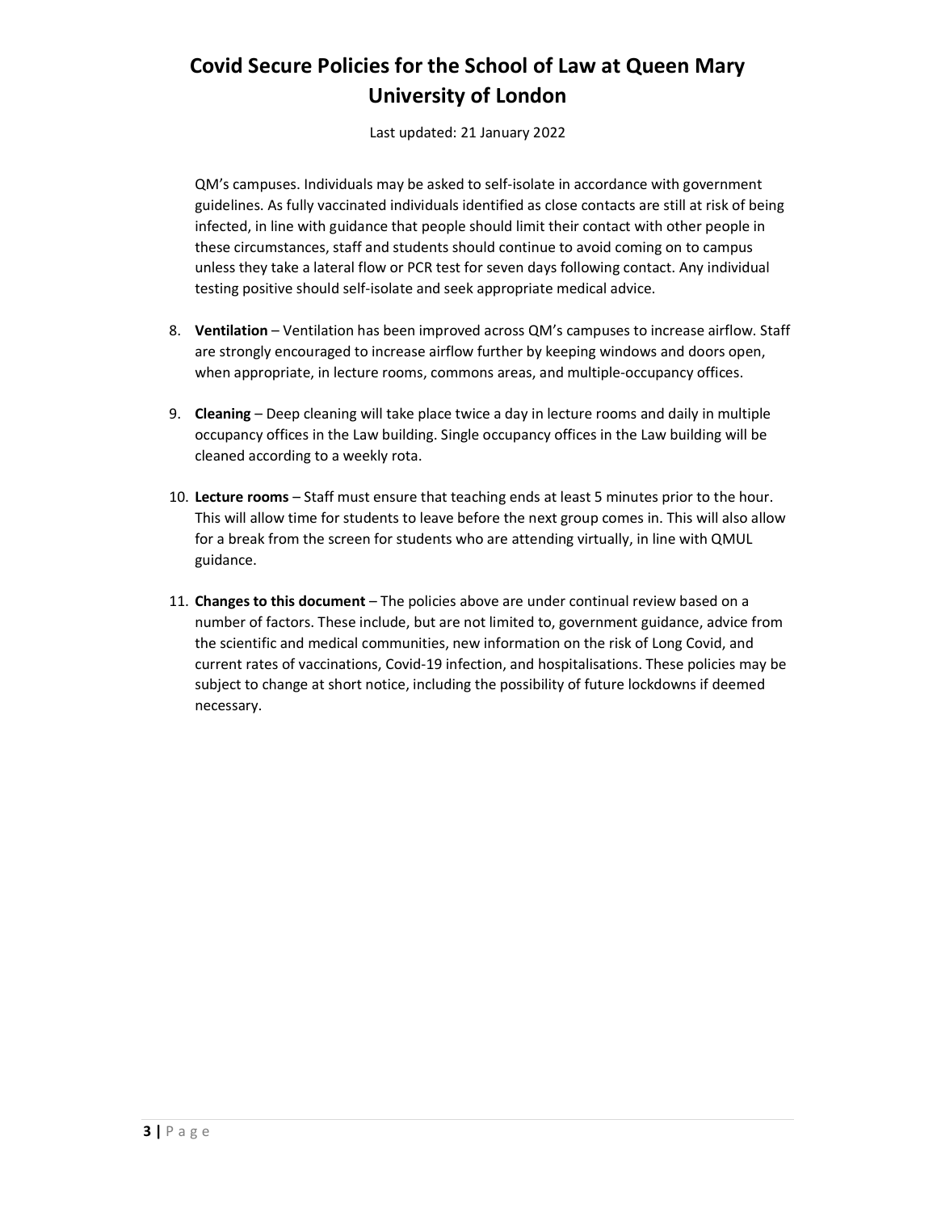QM's campuses. Individuals may be asked to self-isolate in accordance with government guidelines. As fully vaccinated individuals identified as close contacts are still at risk of being infected, in line with guidance that people should limit their contact with other people in these circumstances, staff and students should continue to avoid coming on to campus unless they take a lateral flow or PCR test for seven days following contact. Any individual testing positive should self-isolate and seek appropriate medical advice.

8. **Ventilation** – Ventilation has been improved across QM's campuses to increase airflow. Staff are strongly encouraged to increase airflow further by keeping windows and doors open, when appropriate, in lecture rooms, commons areas, and multiple-occupancy offices.

9. **Cleaning** – Deep cleaning will take place twice a day in lecture rooms and daily in multiple occupancy offices in the Law building. Single occupancy offices in the Law building will be cleaned according to a weekly rota.

10. **Lecture rooms** – Staff must ensure that teaching ends at least 5 minutes prior to the hour. This will allow time for students to leave before the next group comes in. This will also allow for a break from the screen for students who are attending virtually, in line with QMUL guidance.

11. **Changes to this document** – The policies above are under continual review based on a number of factors. These include, but are not limited to, government guidance, advice from the scientific and medical communities, new information on the risk of Long Covid, and current rates of vaccinations, Covid-19 infection, and hospitalisations. These policies may be subject to change at short notice, including the possibility of future lockdowns if deemed necessary.